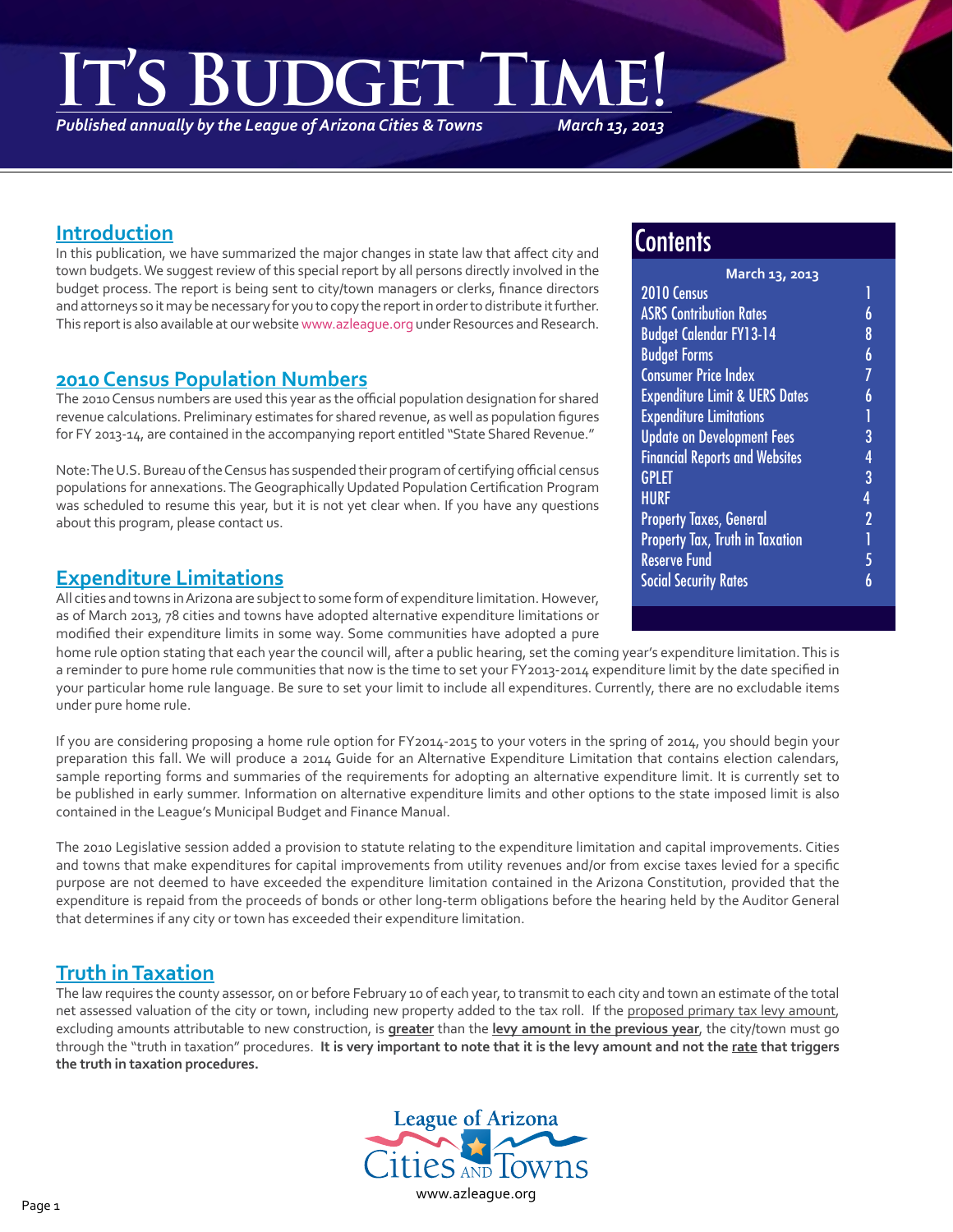# It's Budget Time!

*Published annually by the League of Arizona Cities & Towns* *March 13, 2013*

## Contents

**March 13, 2013**

| | |
|---|---|
| 2010 Census | 1 |
| ASRS Contribution Rates | 6 |
| Budget Calendar FY13-14 | 8 |
| Budget Forms | 6 |
| Consumer Price Index | 7 |
| Expenditure Limit & UERS Dates | 6 |
| Expenditure Limitations | 1 |
| Update on Development Fees | 3 |
| Financial Reports and Websites | 4 |
| GPLET | 3 |
| HURF | 4 |
| Property Taxes, General | 2 |
| Property Tax, Truth in Taxation | 1 |
| Reserve Fund | 5 |
| Social Security Rates | 6 |

## Introduction

In this publication, we have summarized the major changes in state law that affect city and town budgets. We suggest review of this special report by all persons directly involved in the budget process. The report is being sent to city/town managers or clerks, finance directors and attorneys so it may be necessary for you to copy the report in order to distribute it further. This report is also available at our website www.azleague.org under Resources and Research.

## 2010 Census Population Numbers

The 2010 Census numbers are used this year as the official population designation for shared revenue calculations. Preliminary estimates for shared revenue, as well as population figures for FY 2013-14, are contained in the accompanying report entitled "State Shared Revenue."

Note: The U.S. Bureau of the Census has suspended their program of certifying official census populations for annexations. The Geographically Updated Population Certification Program was scheduled to resume this year, but it is not yet clear when. If you have any questions about this program, please contact us.

## Expenditure Limitations

All cities and towns in Arizona are subject to some form of expenditure limitation. However, as of March 2013, 78 cities and towns have adopted alternative expenditure limitations or modified their expenditure limits in some way. Some communities have adopted a pure home rule option stating that each year the council will, after a public hearing, set the coming year's expenditure limitation. This is a reminder to pure home rule communities that now is the time to set your FY2013-2014 expenditure limit by the date specified in your particular home rule language. Be sure to set your limit to include all expenditures. Currently, there are no excludable items under pure home rule.

If you are considering proposing a home rule option for FY2014-2015 to your voters in the spring of 2014, you should begin your preparation this fall. We will produce a 2014 Guide for an Alternative Expenditure Limitation that contains election calendars, sample reporting forms and summaries of the requirements for adopting an alternative expenditure limit. It is currently set to be published in early summer. Information on alternative expenditure limits and other options to the state imposed limit is also contained in the League's Municipal Budget and Finance Manual.

The 2010 Legislative session added a provision to statute relating to the expenditure limitation and capital improvements. Cities and towns that make expenditures for capital improvements from utility revenues and/or from excise taxes levied for a specific purpose are not deemed to have exceeded the expenditure limitation contained in the Arizona Constitution, provided that the expenditure is repaid from the proceeds of bonds or other long-term obligations before the hearing held by the Auditor General that determines if any city or town has exceeded their expenditure limitation.

## Truth in Taxation

The law requires the county assessor, on or before February 10 of each year, to transmit to each city and town an estimate of the total net assessed valuation of the city or town, including new property added to the tax roll. If the proposed primary tax levy amount, excluding amounts attributable to new construction, is **greater** than the **levy amount in the previous year**, the city/town must go through the "truth in taxation" procedures. **It is very important to note that it is the levy amount and not the rate that triggers the truth in taxation procedures.**

League of Arizona Cities and Towns
www.azleague.org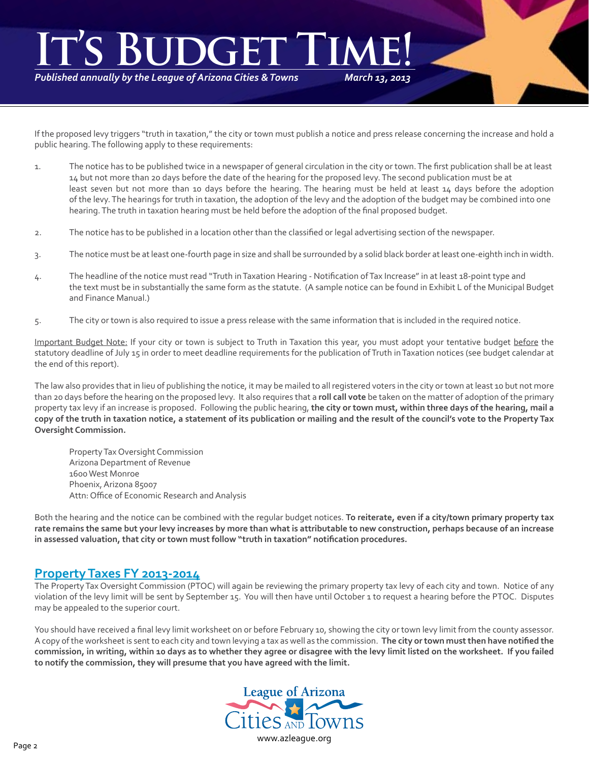If the proposed levy triggers "truth in taxation," the city or town must publish a notice and press release concerning the increase and hold a public hearing. The following apply to these requirements:

1. The notice has to be published twice in a newspaper of general circulation in the city or town. The first publication shall be at least 14 but not more than 20 days before the date of the hearing for the proposed levy. The second publication must be at least seven but not more than 10 days before the hearing. The hearing must be held at least 14 days before the adoption of the levy. The hearings for truth in taxation, the adoption of the levy and the adoption of the budget may be combined into one hearing. The truth in taxation hearing must be held before the adoption of the final proposed budget.

2. The notice has to be published in a location other than the classified or legal advertising section of the newspaper.

3. The notice must be at least one-fourth page in size and shall be surrounded by a solid black border at least one-eighth inch in width.

4. The headline of the notice must read "Truth in Taxation Hearing - Notification of Tax Increase" in at least 18-point type and the text must be in substantially the same form as the statute. (A sample notice can be found in Exhibit L of the Municipal Budget and Finance Manual.)

5. The city or town is also required to issue a press release with the same information that is included in the required notice.

Important Budget Note: If your city or town is subject to Truth in Taxation this year, you must adopt your tentative budget before the statutory deadline of July 15 in order to meet deadline requirements for the publication of Truth in Taxation notices (see budget calendar at the end of this report).

The law also provides that in lieu of publishing the notice, it may be mailed to all registered voters in the city or town at least 10 but not more than 20 days before the hearing on the proposed levy. It also requires that a **roll call vote** be taken on the matter of adoption of the primary property tax levy if an increase is proposed. Following the public hearing, **the city or town must, within three days of the hearing, mail a copy of the truth in taxation notice, a statement of its publication or mailing and the result of the council's vote to the Property Tax Oversight Commission.**

Property Tax Oversight Commission
Arizona Department of Revenue
1600 West Monroe
Phoenix, Arizona 85007
Attn: Office of Economic Research and Analysis

Both the hearing and the notice can be combined with the regular budget notices. **To reiterate, even if a city/town primary property tax rate remains the same but your levy increases by more than what is attributable to new construction, perhaps because of an increase in assessed valuation, that city or town must follow "truth in taxation" notification procedures.**

## Property Taxes FY 2013-2014

The Property Tax Oversight Commission (PTOC) will again be reviewing the primary property tax levy of each city and town. Notice of any violation of the levy limit will be sent by September 15. You will then have until October 1 to request a hearing before the PTOC. Disputes may be appealed to the superior court.

You should have received a final levy limit worksheet on or before February 10, showing the city or town levy limit from the county assessor. A copy of the worksheet is sent to each city and town levying a tax as well as the commission. **The city or town must then have notified the commission, in writing, within 10 days as to whether they agree or disagree with the levy limit listed on the worksheet. If you failed to notify the commission, they will presume that you have agreed with the limit.**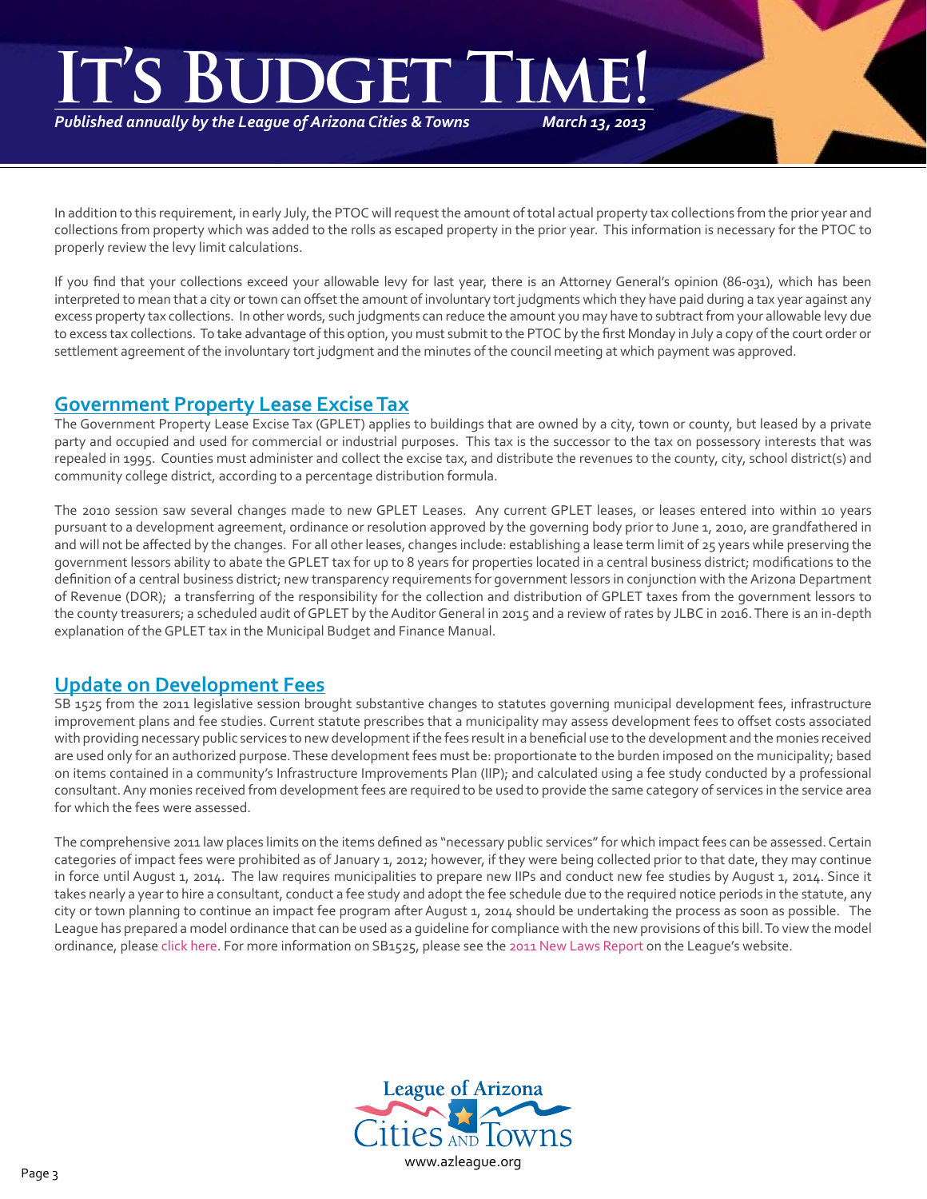In addition to this requirement, in early July, the PTOC will request the amount of total actual property tax collections from the prior year and collections from property which was added to the rolls as escaped property in the prior year. This information is necessary for the PTOC to properly review the levy limit calculations.

If you find that your collections exceed your allowable levy for last year, there is an Attorney General's opinion (86-031), which has been interpreted to mean that a city or town can offset the amount of involuntary tort judgments which they have paid during a tax year against any excess property tax collections. In other words, such judgments can reduce the amount you may have to subtract from your allowable levy due to excess tax collections. To take advantage of this option, you must submit to the PTOC by the first Monday in July a copy of the court order or settlement agreement of the involuntary tort judgment and the minutes of the council meeting at which payment was approved.

## Government Property Lease Excise Tax

The Government Property Lease Excise Tax (GPLET) applies to buildings that are owned by a city, town or county, but leased by a private party and occupied and used for commercial or industrial purposes. This tax is the successor to the tax on possessory interests that was repealed in 1995. Counties must administer and collect the excise tax, and distribute the revenues to the county, city, school district(s) and community college district, according to a percentage distribution formula.

The 2010 session saw several changes made to new GPLET Leases. Any current GPLET leases, or leases entered into within 10 years pursuant to a development agreement, ordinance or resolution approved by the governing body prior to June 1, 2010, are grandfathered in and will not be affected by the changes. For all other leases, changes include: establishing a lease term limit of 25 years while preserving the government lessors ability to abate the GPLET tax for up to 8 years for properties located in a central business district; modifications to the definition of a central business district; new transparency requirements for government lessors in conjunction with the Arizona Department of Revenue (DOR); a transferring of the responsibility for the collection and distribution of GPLET taxes from the government lessors to the county treasurers; a scheduled audit of GPLET by the Auditor General in 2015 and a review of rates by JLBC in 2016. There is an in-depth explanation of the GPLET tax in the Municipal Budget and Finance Manual.

## Update on Development Fees

SB 1525 from the 2011 legislative session brought substantive changes to statutes governing municipal development fees, infrastructure improvement plans and fee studies. Current statute prescribes that a municipality may assess development fees to offset costs associated with providing necessary public services to new development if the fees result in a beneficial use to the development and the monies received are used only for an authorized purpose. These development fees must be: proportionate to the burden imposed on the municipality; based on items contained in a community's Infrastructure Improvements Plan (IIP); and calculated using a fee study conducted by a professional consultant. Any monies received from development fees are required to be used to provide the same category of services in the service area for which the fees were assessed.

The comprehensive 2011 law places limits on the items defined as "necessary public services" for which impact fees can be assessed. Certain categories of impact fees were prohibited as of January 1, 2012; however, if they were being collected prior to that date, they may continue in force until August 1, 2014. The law requires municipalities to prepare new IIPs and conduct new fee studies by August 1, 2014. Since it takes nearly a year to hire a consultant, conduct a fee study and adopt the fee schedule due to the required notice periods in the statute, any city or town planning to continue an impact fee program after August 1, 2014 should be undertaking the process as soon as possible. The League has prepared a model ordinance that can be used as a guideline for compliance with the new provisions of this bill. To view the model ordinance, please click here. For more information on SB1525, please see the 2011 New Laws Report on the League's website.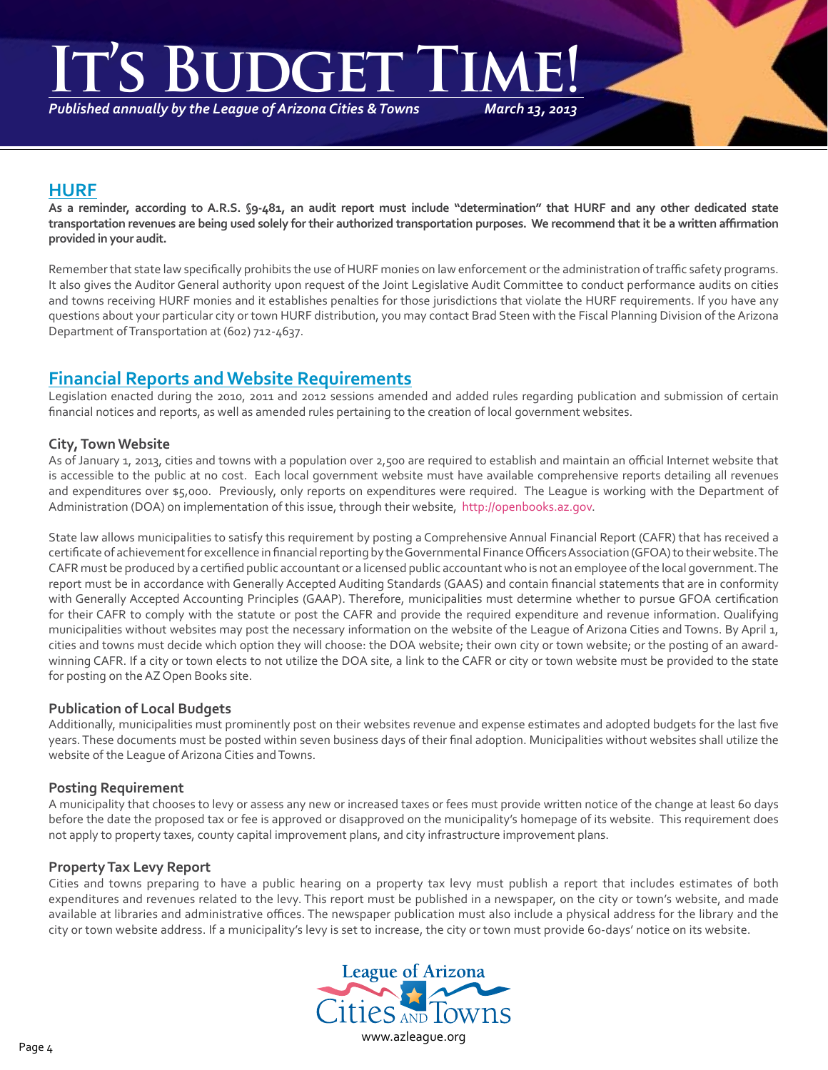## HURF

**As a reminder, according to A.R.S. §9-481, an audit report must include "determination" that HURF and any other dedicated state transportation revenues are being used solely for their authorized transportation purposes. We recommend that it be a written affirmation provided in your audit.**

Remember that state law specifically prohibits the use of HURF monies on law enforcement or the administration of traffic safety programs. It also gives the Auditor General authority upon request of the Joint Legislative Audit Committee to conduct performance audits on cities and towns receiving HURF monies and it establishes penalties for those jurisdictions that violate the HURF requirements. If you have any questions about your particular city or town HURF distribution, you may contact Brad Steen with the Fiscal Planning Division of the Arizona Department of Transportation at (602) 712-4637.

## Financial Reports and Website Requirements

Legislation enacted during the 2010, 2011 and 2012 sessions amended and added rules regarding publication and submission of certain financial notices and reports, as well as amended rules pertaining to the creation of local government websites.

### City, Town Website

As of January 1, 2013, cities and towns with a population over 2,500 are required to establish and maintain an official Internet website that is accessible to the public at no cost. Each local government website must have available comprehensive reports detailing all revenues and expenditures over $5,000. Previously, only reports on expenditures were required. The League is working with the Department of Administration (DOA) on implementation of this issue, through their website, http://openbooks.az.gov.

State law allows municipalities to satisfy this requirement by posting a Comprehensive Annual Financial Report (CAFR) that has received a certificate of achievement for excellence in financial reporting by the Governmental Finance Officers Association (GFOA) to their website. The CAFR must be produced by a certified public accountant or a licensed public accountant who is not an employee of the local government. The report must be in accordance with Generally Accepted Auditing Standards (GAAS) and contain financial statements that are in conformity with Generally Accepted Accounting Principles (GAAP). Therefore, municipalities must determine whether to pursue GFOA certification for their CAFR to comply with the statute or post the CAFR and provide the required expenditure and revenue information. Qualifying municipalities without websites may post the necessary information on the website of the League of Arizona Cities and Towns. By April 1, cities and towns must decide which option they will choose: the DOA website; their own city or town website; or the posting of an award-winning CAFR. If a city or town elects to not utilize the DOA site, a link to the CAFR or city or town website must be provided to the state for posting on the AZ Open Books site.

### Publication of Local Budgets

Additionally, municipalities must prominently post on their websites revenue and expense estimates and adopted budgets for the last five years. These documents must be posted within seven business days of their final adoption. Municipalities without websites shall utilize the website of the League of Arizona Cities and Towns.

### Posting Requirement

A municipality that chooses to levy or assess any new or increased taxes or fees must provide written notice of the change at least 60 days before the date the proposed tax or fee is approved or disapproved on the municipality's homepage of its website. This requirement does not apply to property taxes, county capital improvement plans, and city infrastructure improvement plans.

### Property Tax Levy Report

Cities and towns preparing to have a public hearing on a property tax levy must publish a report that includes estimates of both expenditures and revenues related to the levy. This report must be published in a newspaper, on the city or town's website, and made available at libraries and administrative offices. The newspaper publication must also include a physical address for the library and the city or town website address. If a municipality's levy is set to increase, the city or town must provide 60-days' notice on its website.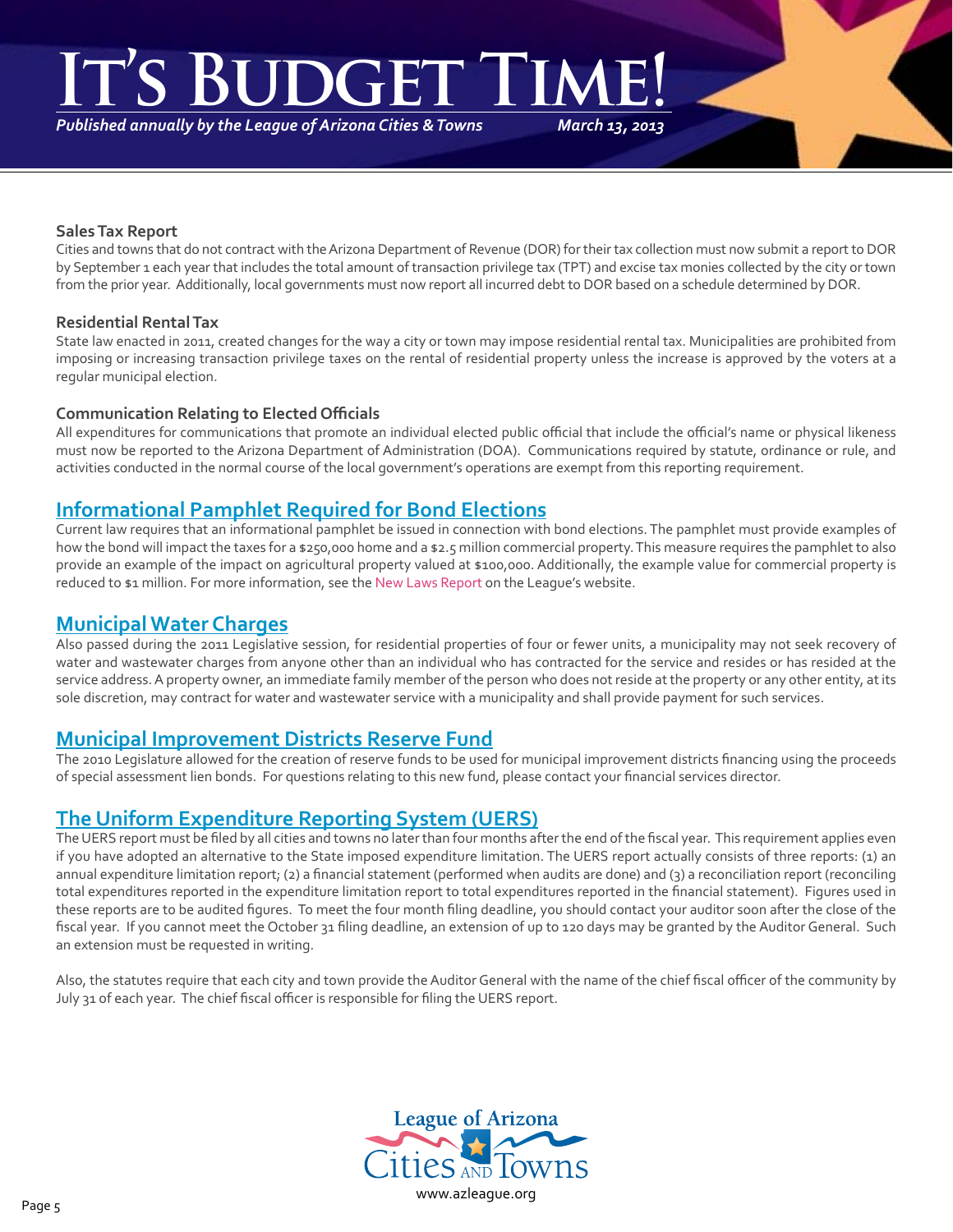### Sales Tax Report

Cities and towns that do not contract with the Arizona Department of Revenue (DOR) for their tax collection must now submit a report to DOR by September 1 each year that includes the total amount of transaction privilege tax (TPT) and excise tax monies collected by the city or town from the prior year. Additionally, local governments must now report all incurred debt to DOR based on a schedule determined by DOR.

### Residential Rental Tax

State law enacted in 2011, created changes for the way a city or town may impose residential rental tax. Municipalities are prohibited from imposing or increasing transaction privilege taxes on the rental of residential property unless the increase is approved by the voters at a regular municipal election.

### Communication Relating to Elected Officials

All expenditures for communications that promote an individual elected public official that include the official's name or physical likeness must now be reported to the Arizona Department of Administration (DOA). Communications required by statute, ordinance or rule, and activities conducted in the normal course of the local government's operations are exempt from this reporting requirement.

## Informational Pamphlet Required for Bond Elections

Current law requires that an informational pamphlet be issued in connection with bond elections. The pamphlet must provide examples of how the bond will impact the taxes for a $250,000 home and a $2.5 million commercial property. This measure requires the pamphlet to also provide an example of the impact on agricultural property valued at $100,000. Additionally, the example value for commercial property is reduced to $1 million. For more information, see the New Laws Report on the League's website.

## Municipal Water Charges

Also passed during the 2011 Legislative session, for residential properties of four or fewer units, a municipality may not seek recovery of water and wastewater charges from anyone other than an individual who has contracted for the service and resides or has resided at the service address. A property owner, an immediate family member of the person who does not reside at the property or any other entity, at its sole discretion, may contract for water and wastewater service with a municipality and shall provide payment for such services.

## Municipal Improvement Districts Reserve Fund

The 2010 Legislature allowed for the creation of reserve funds to be used for municipal improvement districts financing using the proceeds of special assessment lien bonds. For questions relating to this new fund, please contact your financial services director.

## The Uniform Expenditure Reporting System (UERS)

The UERS report must be filed by all cities and towns no later than four months after the end of the fiscal year. This requirement applies even if you have adopted an alternative to the State imposed expenditure limitation. The UERS report actually consists of three reports: (1) an annual expenditure limitation report; (2) a financial statement (performed when audits are done) and (3) a reconciliation report (reconciling total expenditures reported in the expenditure limitation report to total expenditures reported in the financial statement). Figures used in these reports are to be audited figures. To meet the four month filing deadline, you should contact your auditor soon after the close of the fiscal year. If you cannot meet the October 31 filing deadline, an extension of up to 120 days may be granted by the Auditor General. Such an extension must be requested in writing.

Also, the statutes require that each city and town provide the Auditor General with the name of the chief fiscal officer of the community by July 31 of each year. The chief fiscal officer is responsible for filing the UERS report.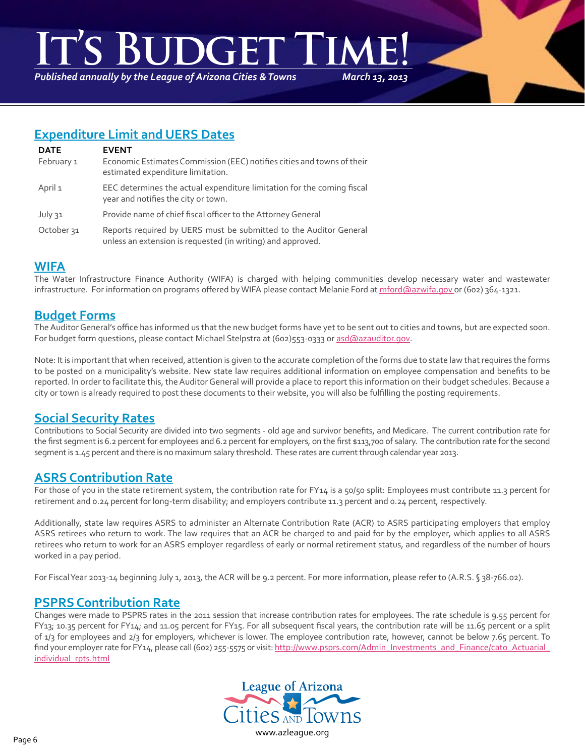## Expenditure Limit and UERS Dates

| DATE | EVENT |
|---|---|
| February 1 | Economic Estimates Commission (EEC) notifies cities and towns of their estimated expenditure limitation. |
| April 1 | EEC determines the actual expenditure limitation for the coming fiscal year and notifies the city or town. |
| July 31 | Provide name of chief fiscal officer to the Attorney General |
| October 31 | Reports required by UERS must be submitted to the Auditor General unless an extension is requested (in writing) and approved. |

## WIFA

The Water Infrastructure Finance Authority (WIFA) is charged with helping communities develop necessary water and wastewater infrastructure. For information on programs offered by WIFA please contact Melanie Ford at mford@azwifa.gov or (602) 364-1321.

## Budget Forms

The Auditor General's office has informed us that the new budget forms have yet to be sent out to cities and towns, but are expected soon. For budget form questions, please contact Michael Stelpstra at (602)553-0333 or asd@azauditor.gov.

Note: It is important that when received, attention is given to the accurate completion of the forms due to state law that requires the forms to be posted on a municipality's website. New state law requires additional information on employee compensation and benefits to be reported. In order to facilitate this, the Auditor General will provide a place to report this information on their budget schedules. Because a city or town is already required to post these documents to their website, you will also be fulfilling the posting requirements.

## Social Security Rates

Contributions to Social Security are divided into two segments - old age and survivor benefits, and Medicare. The current contribution rate for the first segment is 6.2 percent for employees and 6.2 percent for employers, on the first $113,700 of salary. The contribution rate for the second segment is 1.45 percent and there is no maximum salary threshold. These rates are current through calendar year 2013.

## ASRS Contribution Rate

For those of you in the state retirement system, the contribution rate for FY14 is a 50/50 split: Employees must contribute 11.3 percent for retirement and 0.24 percent for long-term disability; and employers contribute 11.3 percent and 0.24 percent, respectively.

Additionally, state law requires ASRS to administer an Alternate Contribution Rate (ACR) to ASRS participating employers that employ ASRS retirees who return to work. The law requires that an ACR be charged to and paid for by the employer, which applies to all ASRS retirees who return to work for an ASRS employer regardless of early or normal retirement status, and regardless of the number of hours worked in a pay period.

For Fiscal Year 2013-14 beginning July 1, 2013, the ACR will be 9.2 percent. For more information, please refer to (A.R.S. § 38-766.02).

## PSPRS Contribution Rate

Changes were made to PSPRS rates in the 2011 session that increase contribution rates for employees. The rate schedule is 9.55 percent for FY13; 10.35 percent for FY14; and 11.05 percent for FY15. For all subsequent fiscal years, the contribution rate will be 11.65 percent or a split of 1/3 for employees and 2/3 for employers, whichever is lower. The employee contribution rate, however, cannot be below 7.65 percent. To find your employer rate for FY14, please call (602) 255-5575 or visit: http://www.psprs.com/Admin_Investments_and_Finance/cato_Actuarial_individual_rpts.html

League of Arizona Cities AND Towns

www.azleague.org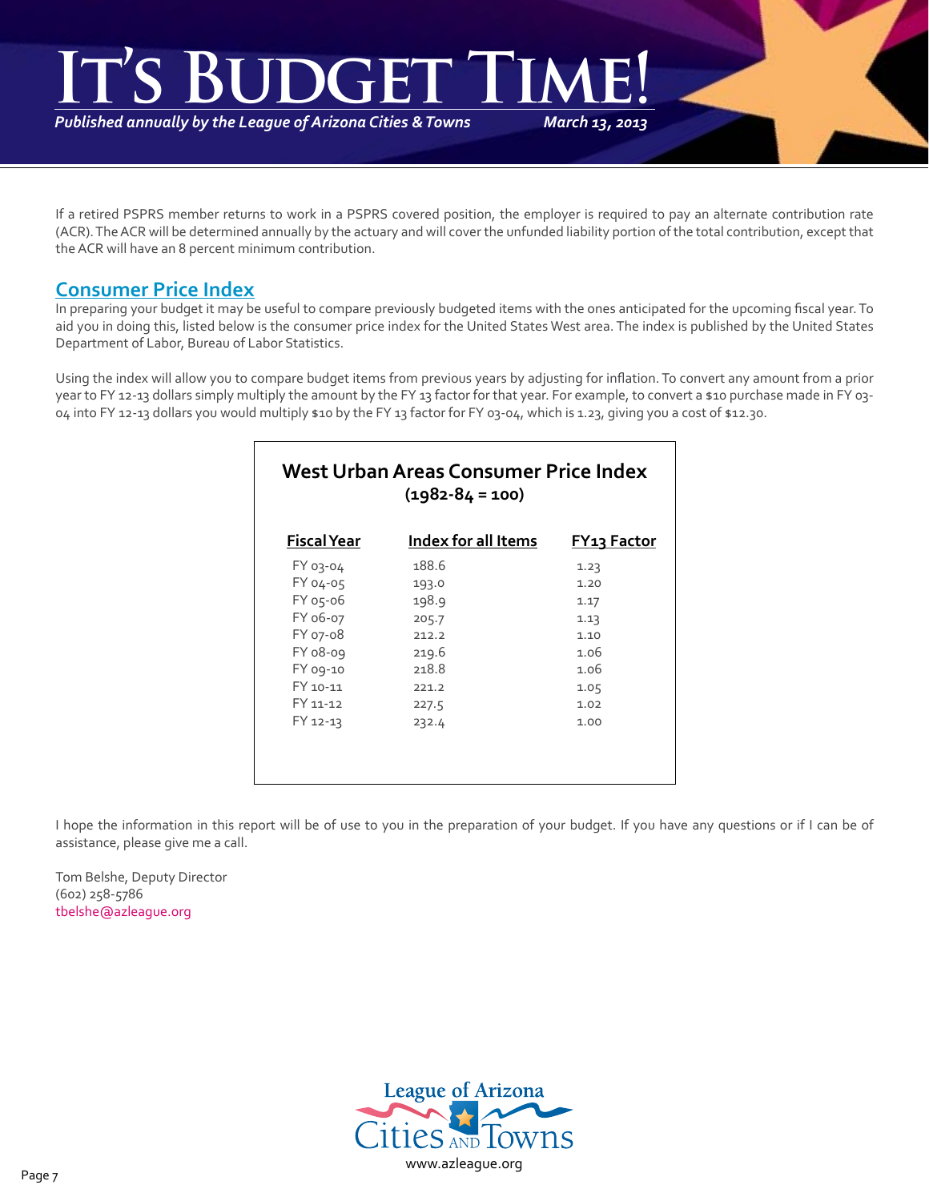If a retired PSPRS member returns to work in a PSPRS covered position, the employer is required to pay an alternate contribution rate (ACR). The ACR will be determined annually by the actuary and will cover the unfunded liability portion of the total contribution, except that the ACR will have an 8 percent minimum contribution.

## Consumer Price Index

In preparing your budget it may be useful to compare previously budgeted items with the ones anticipated for the upcoming fiscal year. To aid you in doing this, listed below is the consumer price index for the United States West area. The index is published by the United States Department of Labor, Bureau of Labor Statistics.

Using the index will allow you to compare budget items from previous years by adjusting for inflation. To convert any amount from a prior year to FY 12-13 dollars simply multiply the amount by the FY 13 factor for that year. For example, to convert a $10 purchase made in FY 03-04 into FY 12-13 dollars you would multiply $10 by the FY 13 factor for FY 03-04, which is 1.23, giving you a cost of $12.30.

**West Urban Areas Consumer Price Index**
**(1982-84 = 100)**

| Fiscal Year | Index for all Items | FY13 Factor |
|---|---|---|
| FY 03-04 | 188.6 | 1.23 |
| FY 04-05 | 193.0 | 1.20 |
| FY 05-06 | 198.9 | 1.17 |
| FY 06-07 | 205.7 | 1.13 |
| FY 07-08 | 212.2 | 1.10 |
| FY 08-09 | 219.6 | 1.06 |
| FY 09-10 | 218.8 | 1.06 |
| FY 10-11 | 221.2 | 1.05 |
| FY 11-12 | 227.5 | 1.02 |
| FY 12-13 | 232.4 | 1.00 |

I hope the information in this report will be of use to you in the preparation of your budget. If you have any questions or if I can be of assistance, please give me a call.

Tom Belshe, Deputy Director
(602) 258-5786
tbelshe@azleague.org

League of Arizona Cities and Towns
www.azleague.org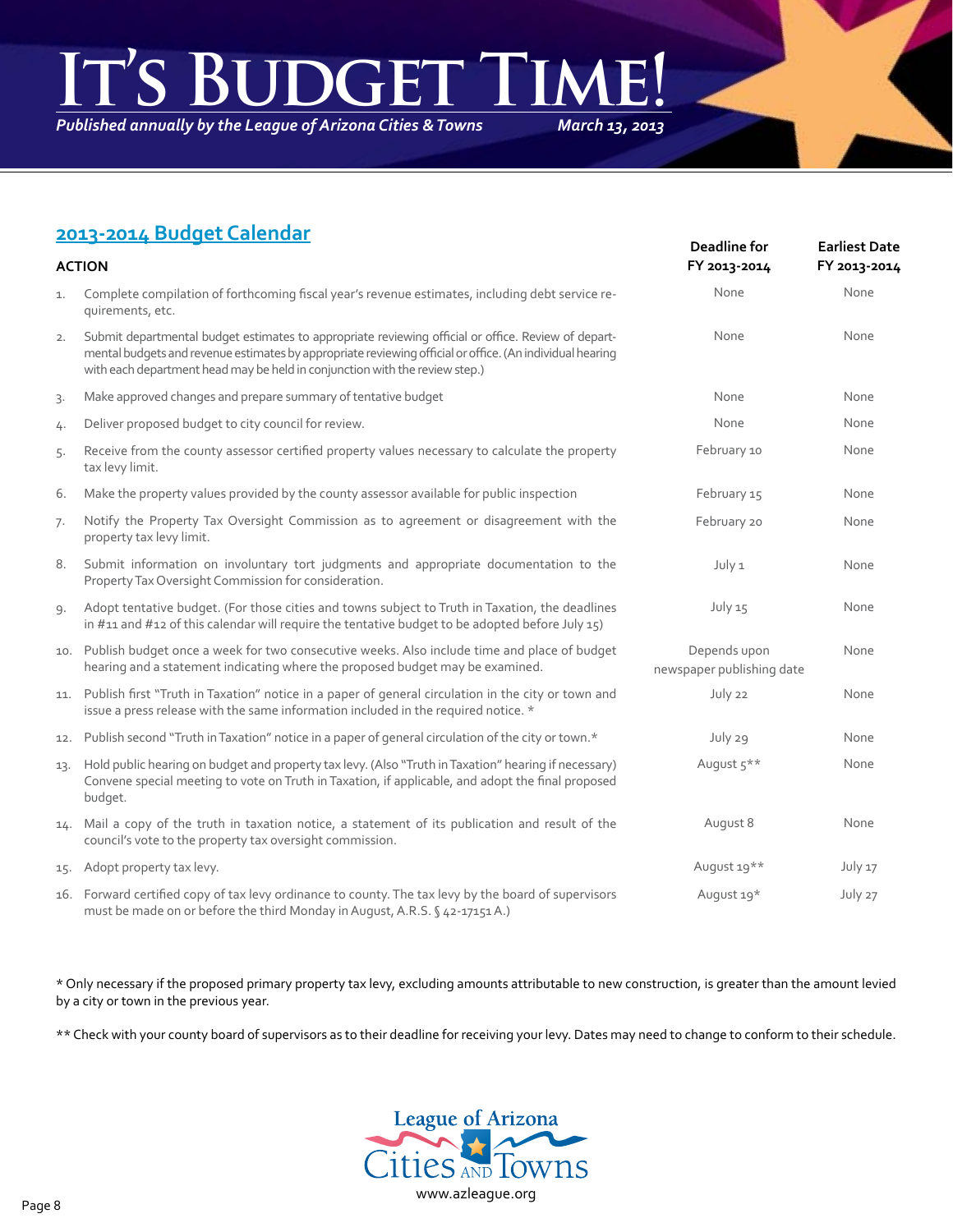# It's Budget Time!

*Published annually by the League of Arizona Cities & Towns* *March 13, 2013*

## 2013-2014 Budget Calendar

| | ACTION | Deadline for FY 2013-2014 | Earliest Date FY 2013-2014 |
|---|---|---|---|
| 1. | Complete compilation of forthcoming fiscal year's revenue estimates, including debt service requirements, etc. | None | None |
| 2. | Submit departmental budget estimates to appropriate reviewing official or office. Review of departmental budgets and revenue estimates by appropriate reviewing official or office. (An individual hearing with each department head may be held in conjunction with the review step.) | None | None |
| 3. | Make approved changes and prepare summary of tentative budget | None | None |
| 4. | Deliver proposed budget to city council for review. | None | None |
| 5. | Receive from the county assessor certified property values necessary to calculate the property tax levy limit. | February 10 | None |
| 6. | Make the property values provided by the county assessor available for public inspection | February 15 | None |
| 7. | Notify the Property Tax Oversight Commission as to agreement or disagreement with the property tax levy limit. | February 20 | None |
| 8. | Submit information on involuntary tort judgments and appropriate documentation to the Property Tax Oversight Commission for consideration. | July 1 | None |
| 9. | Adopt tentative budget. (For those cities and towns subject to Truth in Taxation, the deadlines in #11 and #12 of this calendar will require the tentative budget to be adopted before July 15) | July 15 | None |
| 10. | Publish budget once a week for two consecutive weeks. Also include time and place of budget hearing and a statement indicating where the proposed budget may be examined. | Depends upon newspaper publishing date | None |
| 11. | Publish first "Truth in Taxation" notice in a paper of general circulation in the city or town and issue a press release with the same information included in the required notice. * | July 22 | None |
| 12. | Publish second "Truth in Taxation" notice in a paper of general circulation of the city or town.* | July 29 | None |
| 13. | Hold public hearing on budget and property tax levy. (Also "Truth in Taxation" hearing if necessary) Convene special meeting to vote on Truth in Taxation, if applicable, and adopt the final proposed budget. | August 5** | None |
| 14. | Mail a copy of the truth in taxation notice, a statement of its publication and result of the council's vote to the property tax oversight commission. | August 8 | None |
| 15. | Adopt property tax levy. | August 19** | July 17 |
| 16. | Forward certified copy of tax levy ordinance to county. The tax levy by the board of supervisors must be made on or before the third Monday in August, A.R.S. § 42-17151 A.) | August 19* | July 27 |

\* Only necessary if the proposed primary property tax levy, excluding amounts attributable to new construction, is greater than the amount levied by a city or town in the previous year.

\** Check with your county board of supervisors as to their deadline for receiving your levy. Dates may need to change to conform to their schedule.

League of Arizona Cities and Towns

www.azleague.org